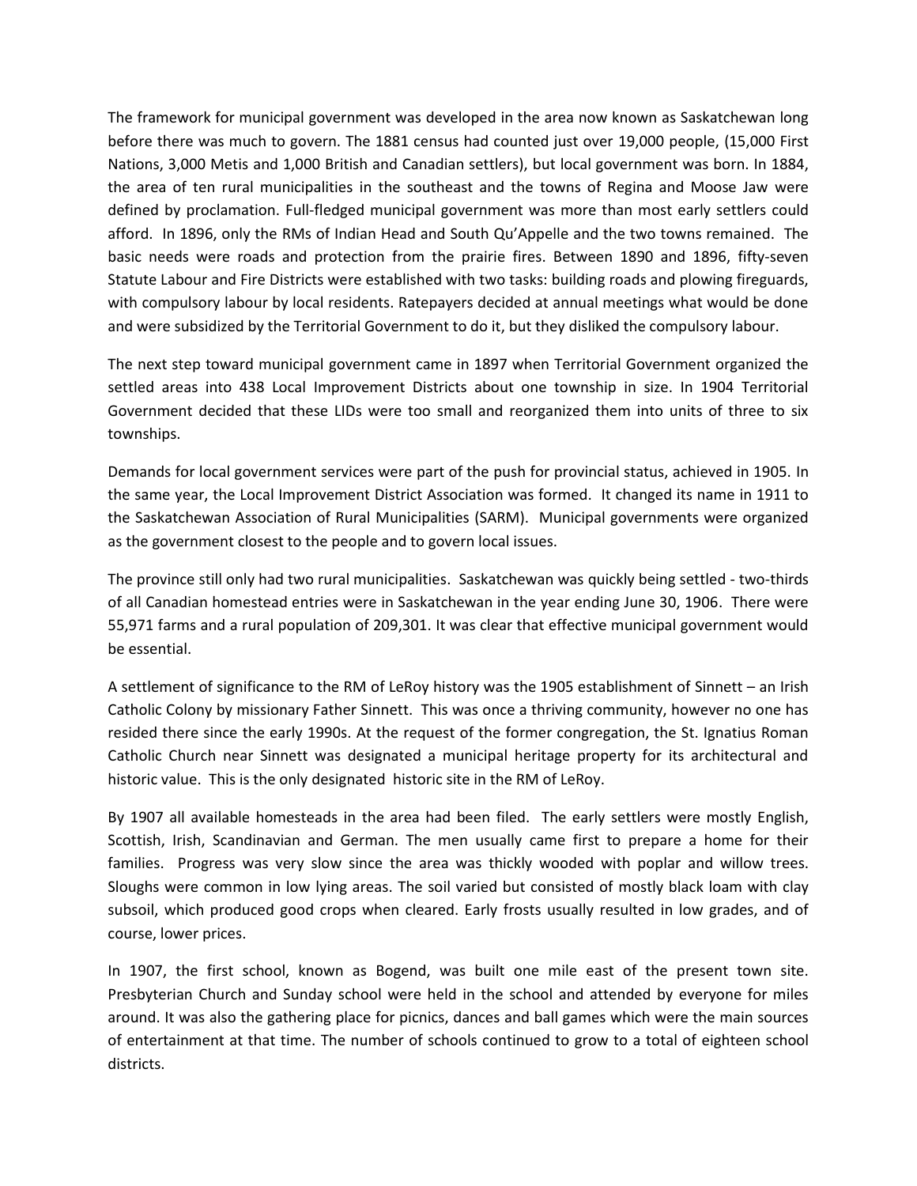The framework for municipal government was developed in the area now known as Saskatchewan long before there was much to govern. The 1881 census had counted just over 19,000 people, (15,000 First Nations, 3,000 Metis and 1,000 British and Canadian settlers), but local government was born. In 1884, the area of ten rural municipalities in the southeast and the towns of Regina and Moose Jaw were defined by proclamation. Full-fledged municipal government was more than most early settlers could afford. In 1896, only the RMs of Indian Head and South Qu'Appelle and the two towns remained. The basic needs were roads and protection from the prairie fires. Between 1890 and 1896, fifty-seven Statute Labour and Fire Districts were established with two tasks: building roads and plowing fireguards, with compulsory labour by local residents. Ratepayers decided at annual meetings what would be done and were subsidized by the Territorial Government to do it, but they disliked the compulsory labour.

The next step toward municipal government came in 1897 when Territorial Government organized the settled areas into 438 Local Improvement Districts about one township in size. In 1904 Territorial Government decided that these LIDs were too small and reorganized them into units of three to six townships.

Demands for local government services were part of the push for provincial status, achieved in 1905. In the same year, the Local Improvement District Association was formed. It changed its name in 1911 to the Saskatchewan Association of Rural Municipalities (SARM). Municipal governments were organized as the government closest to the people and to govern local issues.

The province still only had two rural municipalities. Saskatchewan was quickly being settled - two-thirds of all Canadian homestead entries were in Saskatchewan in the year ending June 30, 1906. There were 55,971 farms and a rural population of 209,301. It was clear that effective municipal government would be essential.

A settlement of significance to the RM of LeRoy history was the 1905 establishment of Sinnett – an Irish Catholic Colony by missionary Father Sinnett. This was once a thriving community, however no one has resided there since the early 1990s. At the request of the former congregation, the St. Ignatius Roman Catholic Church near Sinnett was designated a municipal heritage property for its architectural and historic value. This is the only designated historic site in the RM of LeRoy.

By 1907 all available homesteads in the area had been filed. The early settlers were mostly English, Scottish, Irish, Scandinavian and German. The men usually came first to prepare a home for their families. Progress was very slow since the area was thickly wooded with poplar and willow trees. Sloughs were common in low lying areas. The soil varied but consisted of mostly black loam with clay subsoil, which produced good crops when cleared. Early frosts usually resulted in low grades, and of course, lower prices.

In 1907, the first school, known as Bogend, was built one mile east of the present town site. Presbyterian Church and Sunday school were held in the school and attended by everyone for miles around. It was also the gathering place for picnics, dances and ball games which were the main sources of entertainment at that time. The number of schools continued to grow to a total of eighteen school districts.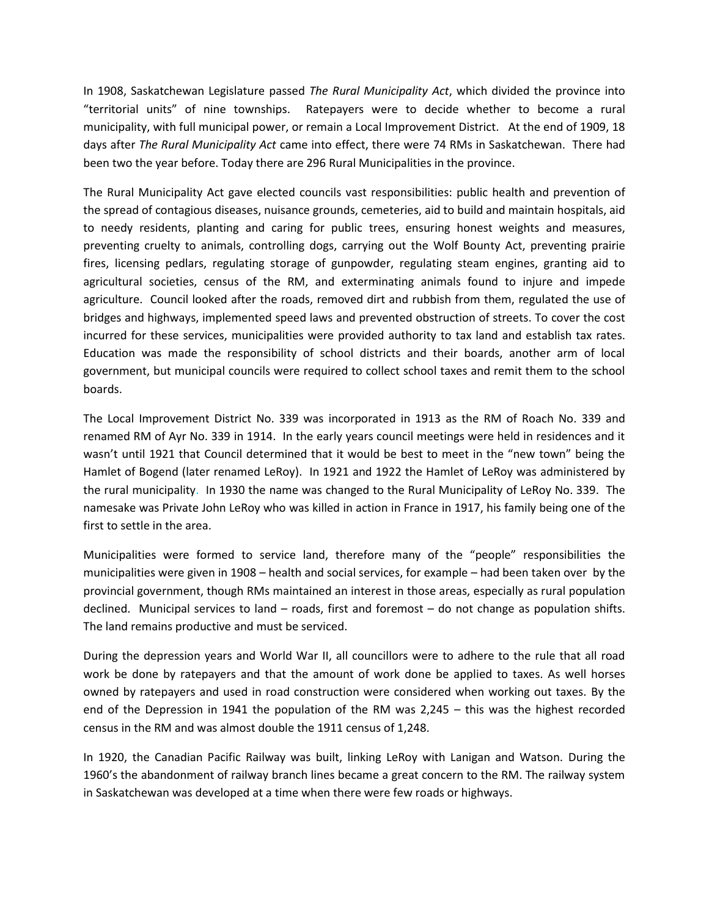In 1908, Saskatchewan Legislature passed *The Rural Municipality Act*, which divided the province into "territorial units" of nine townships. Ratepayers were to decide whether to become a rural municipality, with full municipal power, or remain a Local Improvement District. At the end of 1909, 18 days after *The Rural Municipality Act* came into effect, there were 74 RMs in Saskatchewan. There had been two the year before. Today there are 296 Rural Municipalities in the province.

The Rural Municipality Act gave elected councils vast responsibilities: public health and prevention of the spread of contagious diseases, nuisance grounds, cemeteries, aid to build and maintain hospitals, aid to needy residents, planting and caring for public trees, ensuring honest weights and measures, preventing cruelty to animals, controlling dogs, carrying out the Wolf Bounty Act, preventing prairie fires, licensing pedlars, regulating storage of gunpowder, regulating steam engines, granting aid to agricultural societies, census of the RM, and exterminating animals found to injure and impede agriculture. Council looked after the roads, removed dirt and rubbish from them, regulated the use of bridges and highways, implemented speed laws and prevented obstruction of streets. To cover the cost incurred for these services, municipalities were provided authority to tax land and establish tax rates. Education was made the responsibility of school districts and their boards, another arm of local government, but municipal councils were required to collect school taxes and remit them to the school boards.

The Local Improvement District No. 339 was incorporated in 1913 as the RM of Roach No. 339 and renamed RM of Ayr No. 339 in 1914. In the early years council meetings were held in residences and it wasn't until 1921 that Council determined that it would be best to meet in the "new town" being the Hamlet of Bogend (later renamed LeRoy). In 1921 and 1922 the Hamlet of LeRoy was administered by the rural municipality. In 1930 the name was changed to the Rural Municipality of LeRoy No. 339. The namesake was Private John LeRoy who was killed in action in France in 1917, his family being one of the first to settle in the area.

Municipalities were formed to service land, therefore many of the "people" responsibilities the municipalities were given in 1908 – health and social services, for example – had been taken over by the provincial government, though RMs maintained an interest in those areas, especially as rural population declined. Municipal services to land – roads, first and foremost – do not change as population shifts. The land remains productive and must be serviced.

During the depression years and World War II, all councillors were to adhere to the rule that all road work be done by ratepayers and that the amount of work done be applied to taxes. As well horses owned by ratepayers and used in road construction were considered when working out taxes. By the end of the Depression in 1941 the population of the RM was 2,245 – this was the highest recorded census in the RM and was almost double the 1911 census of 1,248.

In 1920, the Canadian Pacific Railway was built, linking LeRoy with Lanigan and Watson. During the 1960's the abandonment of railway branch lines became a great concern to the RM. The railway system in Saskatchewan was developed at a time when there were few roads or highways.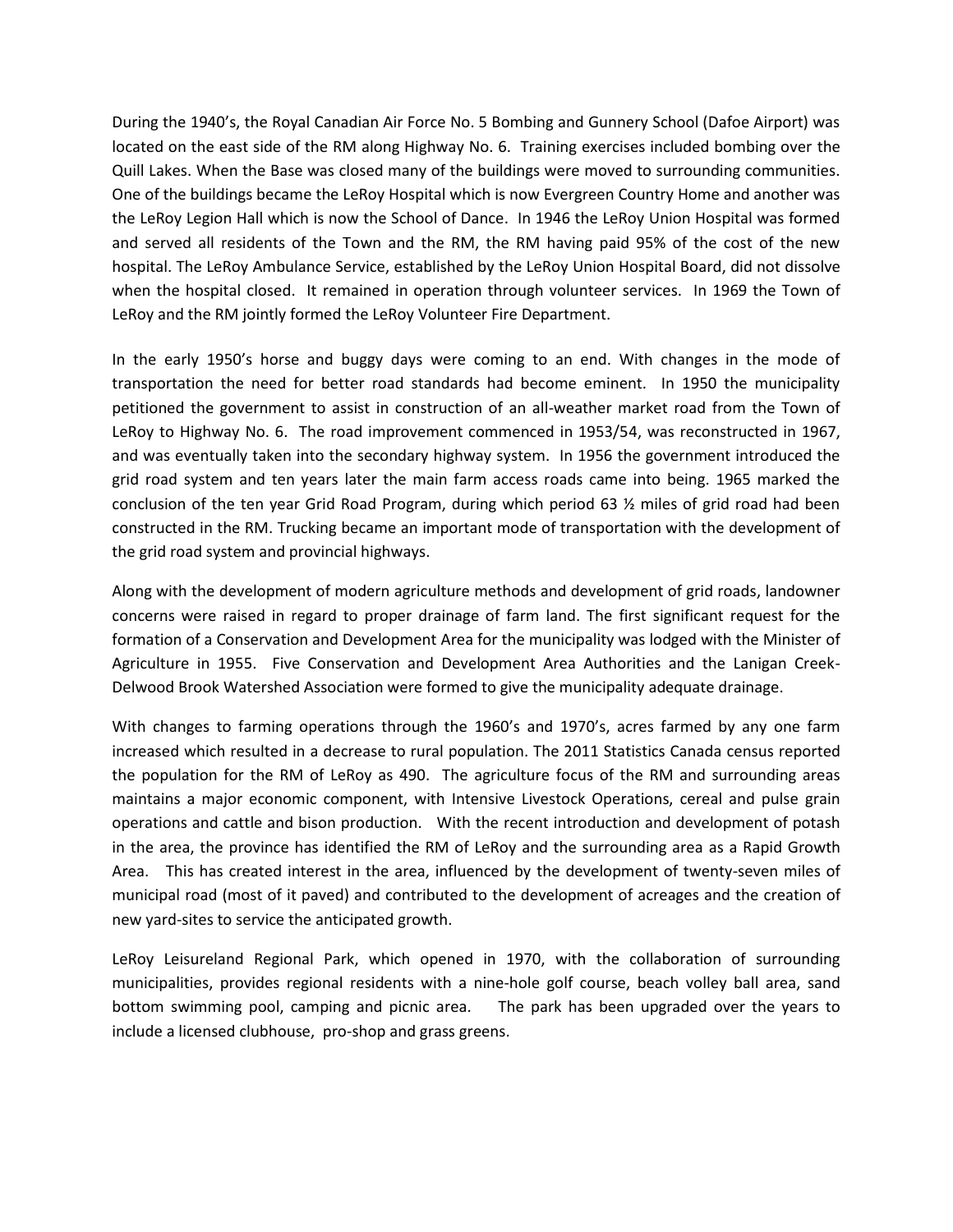During the 1940's, the Royal Canadian Air Force No. 5 Bombing and Gunnery School (Dafoe Airport) was located on the east side of the RM along Highway No. 6. Training exercises included bombing over the Quill Lakes. When the Base was closed many of the buildings were moved to surrounding communities. One of the buildings became the LeRoy Hospital which is now Evergreen Country Home and another was the LeRoy Legion Hall which is now the School of Dance. In 1946 the LeRoy Union Hospital was formed and served all residents of the Town and the RM, the RM having paid 95% of the cost of the new hospital. The LeRoy Ambulance Service, established by the LeRoy Union Hospital Board, did not dissolve when the hospital closed. It remained in operation through volunteer services. In 1969 the Town of LeRoy and the RM jointly formed the LeRoy Volunteer Fire Department.

In the early 1950's horse and buggy days were coming to an end. With changes in the mode of transportation the need for better road standards had become eminent. In 1950 the municipality petitioned the government to assist in construction of an all-weather market road from the Town of LeRoy to Highway No. 6. The road improvement commenced in 1953/54, was reconstructed in 1967, and was eventually taken into the secondary highway system. In 1956 the government introduced the grid road system and ten years later the main farm access roads came into being. 1965 marked the conclusion of the ten year Grid Road Program, during which period 63 ½ miles of grid road had been constructed in the RM. Trucking became an important mode of transportation with the development of the grid road system and provincial highways.

Along with the development of modern agriculture methods and development of grid roads, landowner concerns were raised in regard to proper drainage of farm land. The first significant request for the formation of a Conservation and Development Area for the municipality was lodged with the Minister of Agriculture in 1955. Five Conservation and Development Area Authorities and the Lanigan Creek-Delwood Brook Watershed Association were formed to give the municipality adequate drainage.

With changes to farming operations through the 1960's and 1970's, acres farmed by any one farm increased which resulted in a decrease to rural population. The 2011 Statistics Canada census reported the population for the RM of LeRoy as 490. The agriculture focus of the RM and surrounding areas maintains a major economic component, with Intensive Livestock Operations, cereal and pulse grain operations and cattle and bison production. With the recent introduction and development of potash in the area, the province has identified the RM of LeRoy and the surrounding area as a Rapid Growth Area. This has created interest in the area, influenced by the development of twenty-seven miles of municipal road (most of it paved) and contributed to the development of acreages and the creation of new yard-sites to service the anticipated growth.

LeRoy Leisureland Regional Park, which opened in 1970, with the collaboration of surrounding municipalities, provides regional residents with a nine-hole golf course, beach volley ball area, sand bottom swimming pool, camping and picnic area. The park has been upgraded over the years to include a licensed clubhouse, pro-shop and grass greens.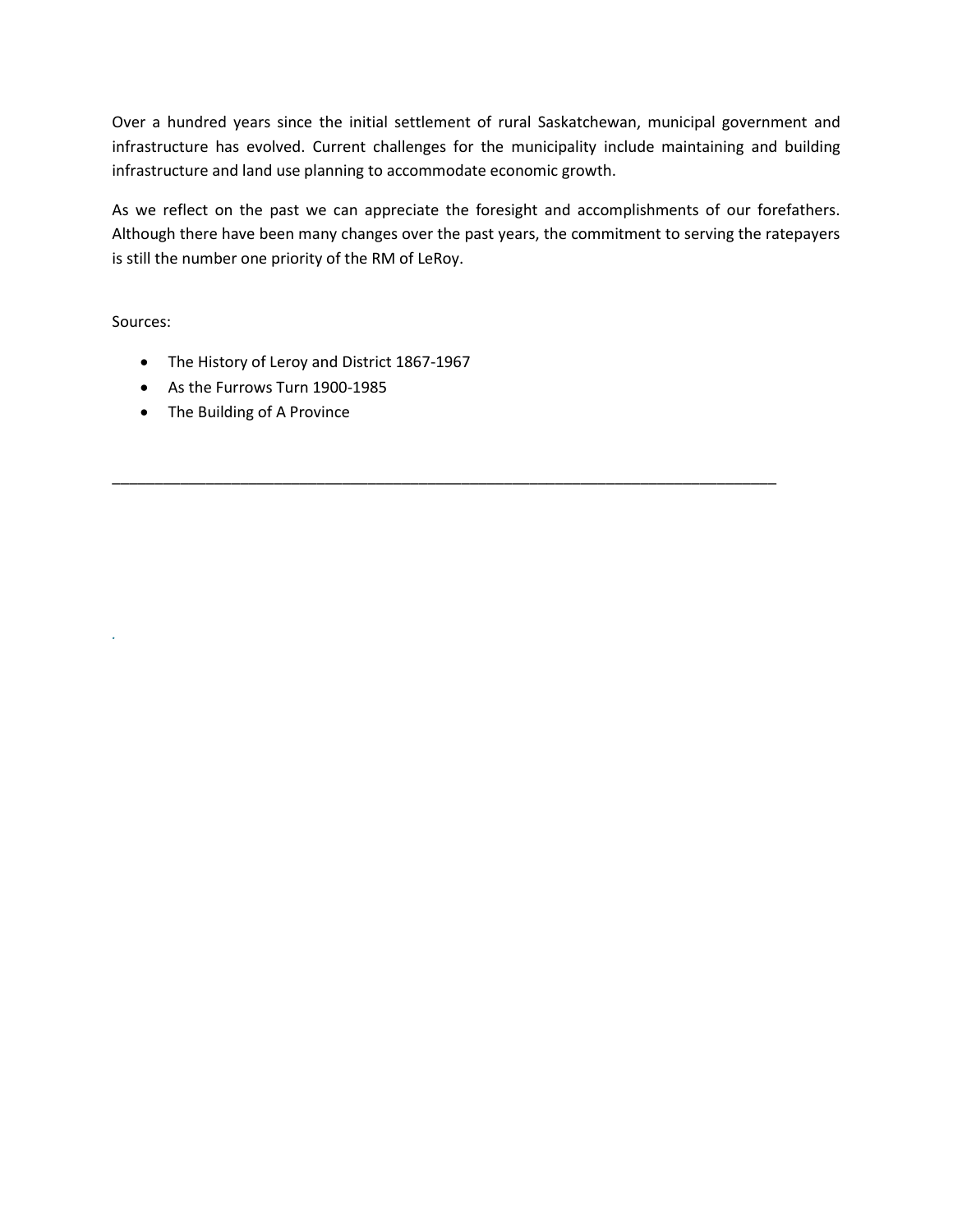Over a hundred years since the initial settlement of rural Saskatchewan, municipal government and infrastructure has evolved. Current challenges for the municipality include maintaining and building infrastructure and land use planning to accommodate economic growth.

As we reflect on the past we can appreciate the foresight and accomplishments of our forefathers. Although there have been many changes over the past years, the commitment to serving the ratepayers is still the number one priority of the RM of LeRoy.

Sources:

- The History of Leroy and District 1867-1967
- As the Furrows Turn 1900-1985
- The Building of A Province

---